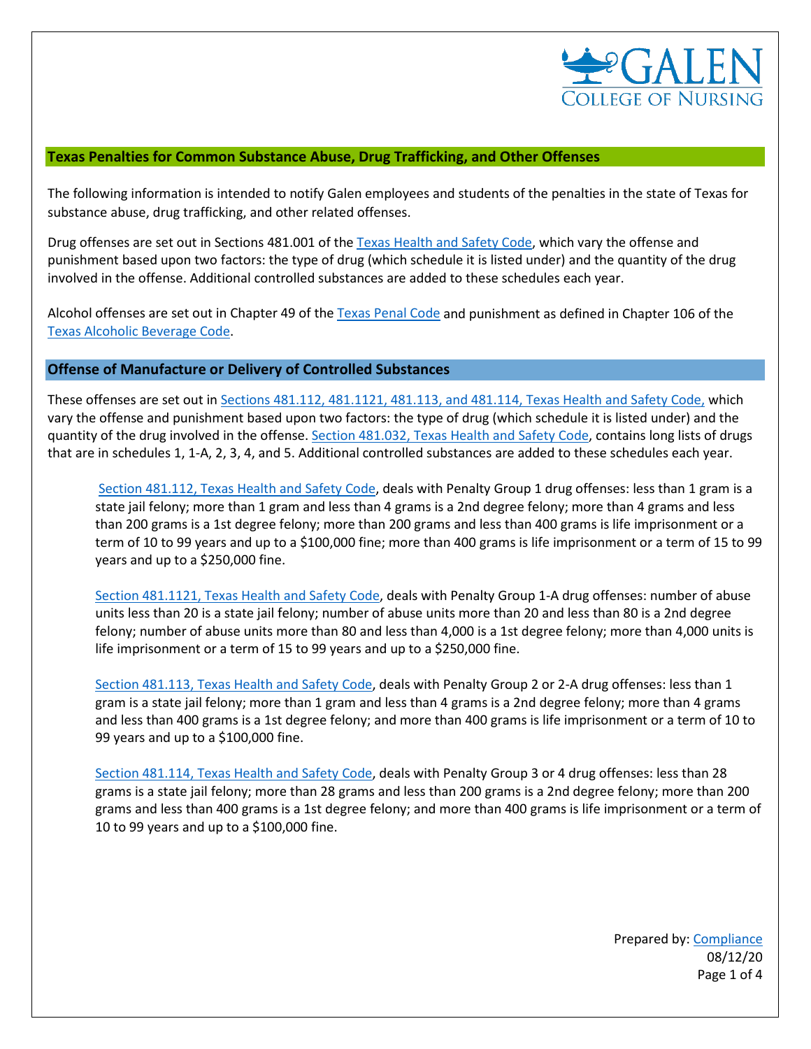## Texas Penalties for Common Substance Abuse, Drug Trafficking, and Other Offenses

The following information is intended to notify Galen employees and students of the penalties in the state of Texas for substance abuse, drug trafficking, and other related offenses.

Drug offenses are set out in Sections 481.001 of the Texas Health and Safety Code, which vary the offense and punishment based upon two factors: the type of drug (which schedule it is listed under) and the quantity of the drug involved in the offense. Additional controlled substances are added to these schedules each year.

Alcohol offenses are set out in Chapter 49 of the Texas Penal Code and punishment as defined in Chapter 106 of the Texas Alcoholic Beverage Code.

## Offense of Manufacture or Delivery of Controlled Substances

These offenses are set out in Sections 481.112, 481.1121, 481.113, and 481.114, Texas Health and Safety Code, which vary the offense and punishment based upon two factors: the type of drug (which schedule it is listed under) and the quantity of the drug involved in the offense. Section 481.032, Texas Health and Safety Code, contains long lists of drugs that are in schedules 1, 1-A, 2, 3, 4, and 5. Additional controlled substances are added to these schedules each year.

Section 481.112, Texas Health and Safety Code, deals with Penalty Group 1 drug offenses: less than 1 gram is a state jail felony; more than 1 gram and less than 4 grams is a 2nd degree felony; more than 4 grams and less than 200 grams is a 1st degree felony; more than 200 grams and less than 400 grams is life imprisonment or a term of 10 to 99 years and up to a $100,000 fine; more than 400 grams is life imprisonment or a term of 15 to 99 years and up to a $250,000 fine.

Section 481.1121, Texas Health and Safety Code, deals with Penalty Group 1-A drug offenses: number of abuse units less than 20 is a state jail felony; number of abuse units more than 20 and less than 80 is a 2nd degree felony; number of abuse units more than 80 and less than 4,000 is a 1st degree felony; more than 4,000 units is life imprisonment or a term of 15 to 99 years and up to a $250,000 fine.

Section 481.113, Texas Health and Safety Code, deals with Penalty Group 2 or 2-A drug offenses: less than 1 gram is a state jail felony; more than 1 gram and less than 4 grams is a 2nd degree felony; more than 4 grams and less than 400 grams is a 1st degree felony; and more than 400 grams is life imprisonment or a term of 10 to 99 years and up to a $100,000 fine.

Section 481.114, Texas Health and Safety Code, deals with Penalty Group 3 or 4 drug offenses: less than 28 grams is a state jail felony; more than 28 grams and less than 200 grams is a 2nd degree felony; more than 200 grams and less than 400 grams is a 1st degree felony; and more than 400 grams is life imprisonment or a term of 10 to 99 years and up to a $100,000 fine.

Prepared by: Compliance
08/12/20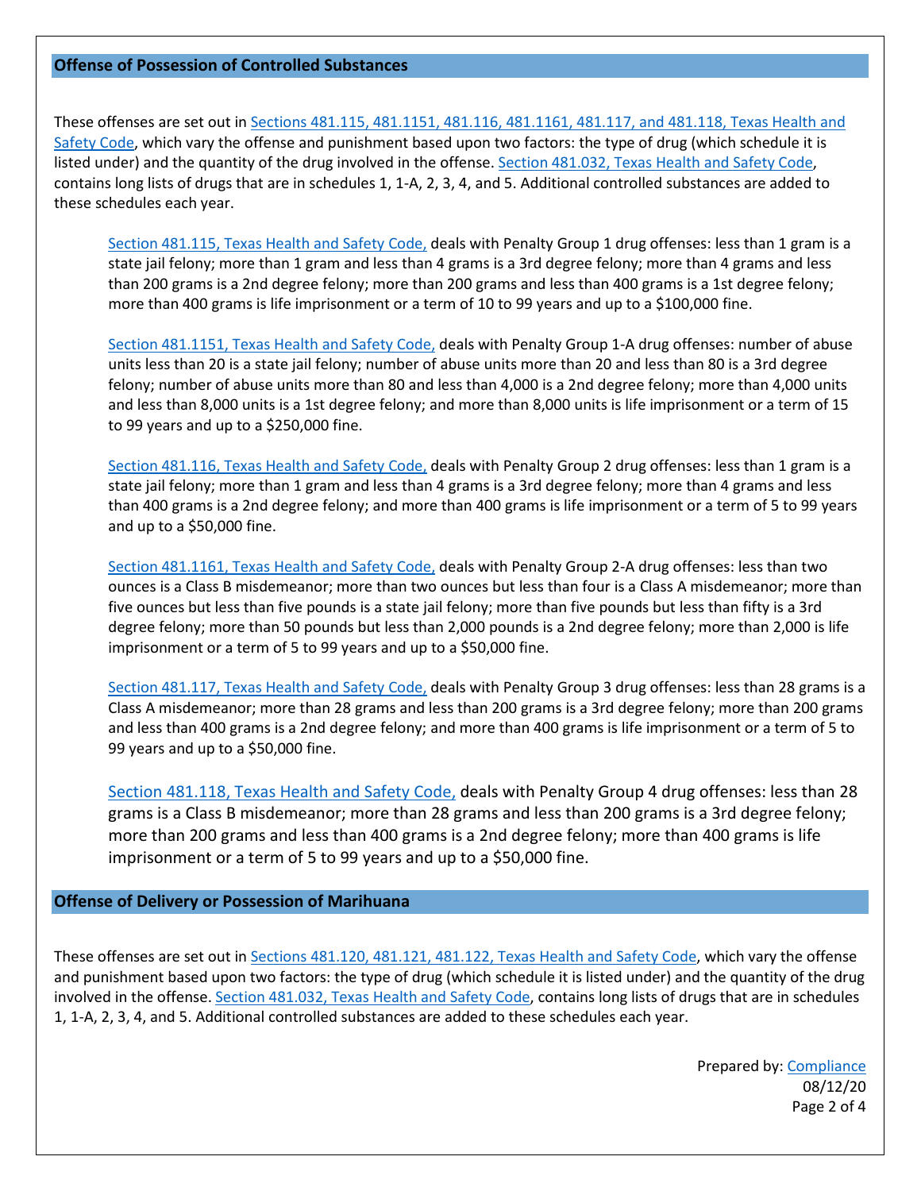## Offense of Possession of Controlled Substances

These offenses are set out in Sections 481.115, 481.1151, 481.116, 481.1161, 481.117, and 481.118, Texas Health and Safety Code, which vary the offense and punishment based upon two factors: the type of drug (which schedule it is listed under) and the quantity of the drug involved in the offense. Section 481.032, Texas Health and Safety Code, contains long lists of drugs that are in schedules 1, 1-A, 2, 3, 4, and 5. Additional controlled substances are added to these schedules each year.

> Section 481.115, Texas Health and Safety Code, deals with Penalty Group 1 drug offenses: less than 1 gram is a state jail felony; more than 1 gram and less than 4 grams is a 3rd degree felony; more than 4 grams and less than 200 grams is a 2nd degree felony; more than 200 grams and less than 400 grams is a 1st degree felony; more than 400 grams is life imprisonment or a term of 10 to 99 years and up to a $100,000 fine.
>
> Section 481.1151, Texas Health and Safety Code, deals with Penalty Group 1-A drug offenses: number of abuse units less than 20 is a state jail felony; number of abuse units more than 20 and less than 80 is a 3rd degree felony; number of abuse units more than 80 and less than 4,000 is a 2nd degree felony; more than 4,000 units and less than 8,000 units is a 1st degree felony; and more than 8,000 units is life imprisonment or a term of 15 to 99 years and up to a $250,000 fine.
>
> Section 481.116, Texas Health and Safety Code, deals with Penalty Group 2 drug offenses: less than 1 gram is a state jail felony; more than 1 gram and less than 4 grams is a 3rd degree felony; more than 4 grams and less than 400 grams is a 2nd degree felony; and more than 400 grams is life imprisonment or a term of 5 to 99 years and up to a $50,000 fine.
>
> Section 481.1161, Texas Health and Safety Code, deals with Penalty Group 2-A drug offenses: less than two ounces is a Class B misdemeanor; more than two ounces but less than four is a Class A misdemeanor; more than five ounces but less than five pounds is a state jail felony; more than five pounds but less than fifty is a 3rd degree felony; more than 50 pounds but less than 2,000 pounds is a 2nd degree felony; more than 2,000 is life imprisonment or a term of 5 to 99 years and up to a $50,000 fine.
>
> Section 481.117, Texas Health and Safety Code, deals with Penalty Group 3 drug offenses: less than 28 grams is a Class A misdemeanor; more than 28 grams and less than 200 grams is a 3rd degree felony; more than 200 grams and less than 400 grams is a 2nd degree felony; and more than 400 grams is life imprisonment or a term of 5 to 99 years and up to a $50,000 fine.
>
> Section 481.118, Texas Health and Safety Code, deals with Penalty Group 4 drug offenses: less than 28 grams is a Class B misdemeanor; more than 28 grams and less than 200 grams is a 3rd degree felony; more than 200 grams and less than 400 grams is a 2nd degree felony; more than 400 grams is life imprisonment or a term of 5 to 99 years and up to a $50,000 fine.

## Offense of Delivery or Possession of Marihuana

These offenses are set out in Sections 481.120, 481.121, 481.122, Texas Health and Safety Code, which vary the offense and punishment based upon two factors: the type of drug (which schedule it is listed under) and the quantity of the drug involved in the offense. Section 481.032, Texas Health and Safety Code, contains long lists of drugs that are in schedules 1, 1-A, 2, 3, 4, and 5. Additional controlled substances are added to these schedules each year.

Prepared by: Compliance
08/12/20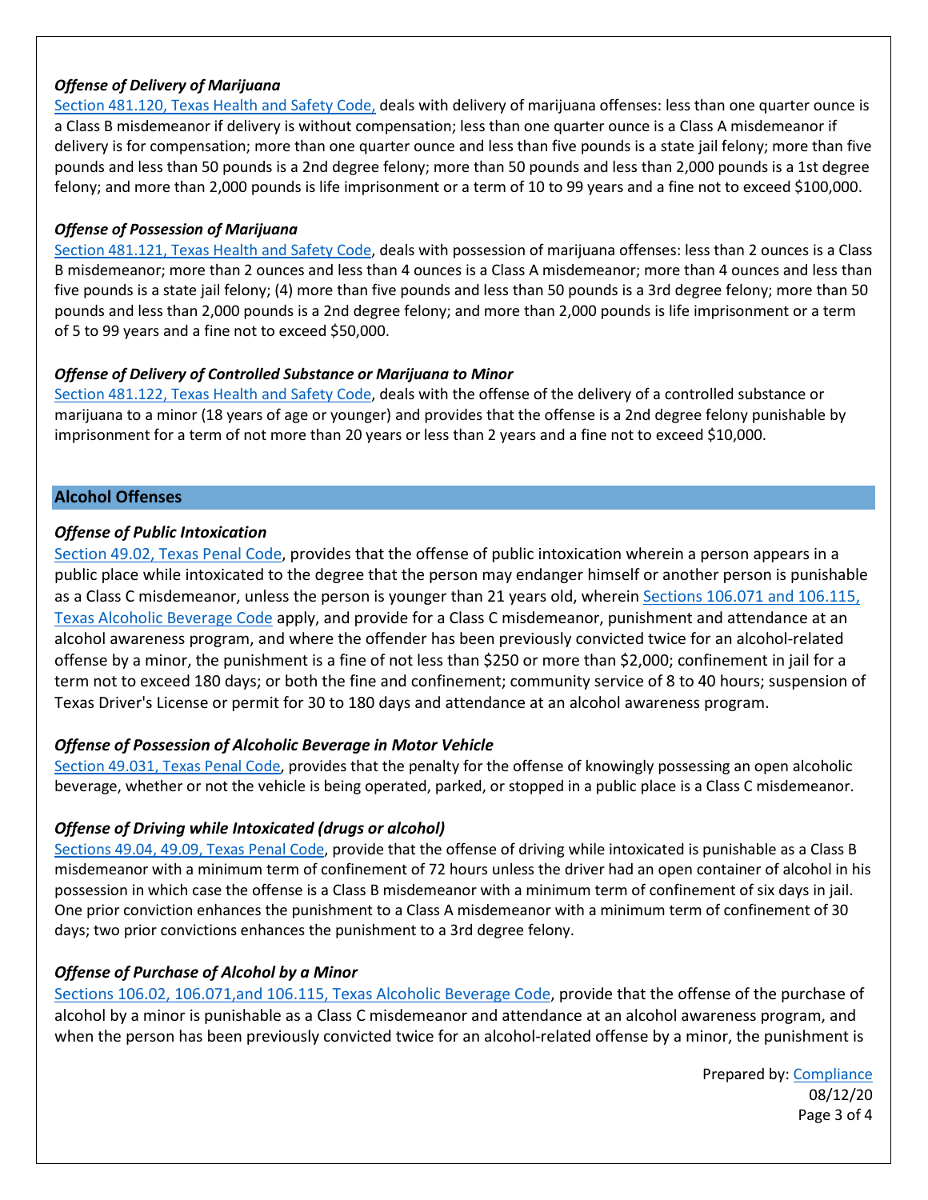***Offense of Delivery of Marijuana***

[Section 481.120, Texas Health and Safety Code,](#) deals with delivery of marijuana offenses: less than one quarter ounce is a Class B misdemeanor if delivery is without compensation; less than one quarter ounce is a Class A misdemeanor if delivery is for compensation; more than one quarter ounce and less than five pounds is a state jail felony; more than five pounds and less than 50 pounds is a 2nd degree felony; more than 50 pounds and less than 2,000 pounds is a 1st degree felony; and more than 2,000 pounds is life imprisonment or a term of 10 to 99 years and a fine not to exceed $100,000.

***Offense of Possession of Marijuana***

[Section 481.121, Texas Health and Safety Code](#), deals with possession of marijuana offenses: less than 2 ounces is a Class B misdemeanor; more than 2 ounces and less than 4 ounces is a Class A misdemeanor; more than 4 ounces and less than five pounds is a state jail felony; (4) more than five pounds and less than 50 pounds is a 3rd degree felony; more than 50 pounds and less than 2,000 pounds is a 2nd degree felony; and more than 2,000 pounds is life imprisonment or a term of 5 to 99 years and a fine not to exceed $50,000.

***Offense of Delivery of Controlled Substance or Marijuana to Minor***

[Section 481.122, Texas Health and Safety Code](#), deals with the offense of the delivery of a controlled substance or marijuana to a minor (18 years of age or younger) and provides that the offense is a 2nd degree felony punishable by imprisonment for a term of not more than 20 years or less than 2 years and a fine not to exceed $10,000.

## Alcohol Offenses

***Offense of Public Intoxication***

[Section 49.02, Texas Penal Code](#), provides that the offense of public intoxication wherein a person appears in a public place while intoxicated to the degree that the person may endanger himself or another person is punishable as a Class C misdemeanor, unless the person is younger than 21 years old, wherein [Sections 106.071 and 106.115, Texas Alcoholic Beverage Code](#) apply, and provide for a Class C misdemeanor, punishment and attendance at an alcohol awareness program, and where the offender has been previously convicted twice for an alcohol-related offense by a minor, the punishment is a fine of not less than $250 or more than $2,000; confinement in jail for a term not to exceed 180 days; or both the fine and confinement; community service of 8 to 40 hours; suspension of Texas Driver's License or permit for 30 to 180 days and attendance at an alcohol awareness program.

***Offense of Possession of Alcoholic Beverage in Motor Vehicle***

[Section 49.031, Texas Penal Code](#), provides that the penalty for the offense of knowingly possessing an open alcoholic beverage, whether or not the vehicle is being operated, parked, or stopped in a public place is a Class C misdemeanor.

***Offense of Driving while Intoxicated (drugs or alcohol)***

[Sections 49.04, 49.09, Texas Penal Code](#), provide that the offense of driving while intoxicated is punishable as a Class B misdemeanor with a minimum term of confinement of 72 hours unless the driver had an open container of alcohol in his possession in which case the offense is a Class B misdemeanor with a minimum term of confinement of six days in jail. One prior conviction enhances the punishment to a Class A misdemeanor with a minimum term of confinement of 30 days; two prior convictions enhances the punishment to a 3rd degree felony.

***Offense of Purchase of Alcohol by a Minor***

[Sections 106.02, 106.071,and 106.115, Texas Alcoholic Beverage Code](#), provide that the offense of the purchase of alcohol by a minor is punishable as a Class C misdemeanor and attendance at an alcohol awareness program, and when the person has been previously convicted twice for an alcohol-related offense by a minor, the punishment is

Prepared by: [Compliance](#)
08/12/20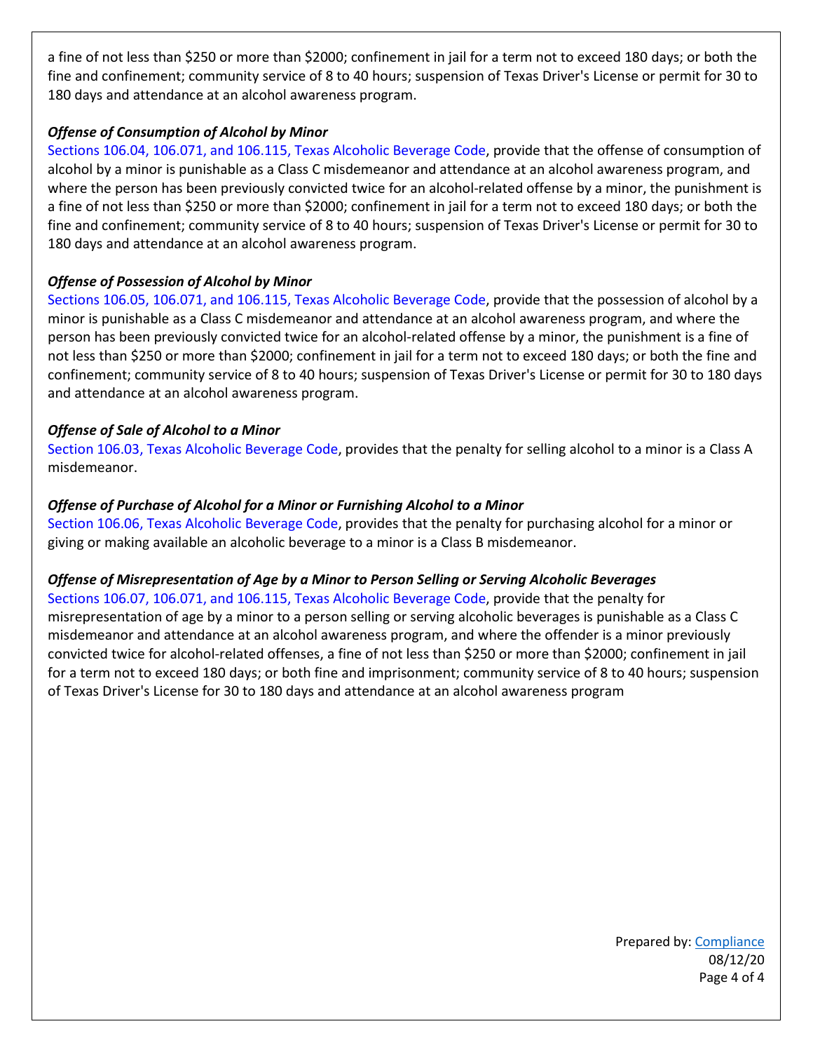a fine of not less than $250 or more than $2000; confinement in jail for a term not to exceed 180 days; or both the fine and confinement; community service of 8 to 40 hours; suspension of Texas Driver's License or permit for 30 to 180 days and attendance at an alcohol awareness program.

***Offense of Consumption of Alcohol by Minor***

Sections 106.04, 106.071, and 106.115, Texas Alcoholic Beverage Code, provide that the offense of consumption of alcohol by a minor is punishable as a Class C misdemeanor and attendance at an alcohol awareness program, and where the person has been previously convicted twice for an alcohol-related offense by a minor, the punishment is a fine of not less than $250 or more than $2000; confinement in jail for a term not to exceed 180 days; or both the fine and confinement; community service of 8 to 40 hours; suspension of Texas Driver's License or permit for 30 to 180 days and attendance at an alcohol awareness program.

***Offense of Possession of Alcohol by Minor***

Sections 106.05, 106.071, and 106.115, Texas Alcoholic Beverage Code, provide that the possession of alcohol by a minor is punishable as a Class C misdemeanor and attendance at an alcohol awareness program, and where the person has been previously convicted twice for an alcohol-related offense by a minor, the punishment is a fine of not less than $250 or more than $2000; confinement in jail for a term not to exceed 180 days; or both the fine and confinement; community service of 8 to 40 hours; suspension of Texas Driver's License or permit for 30 to 180 days and attendance at an alcohol awareness program.

***Offense of Sale of Alcohol to a Minor***

Section 106.03, Texas Alcoholic Beverage Code, provides that the penalty for selling alcohol to a minor is a Class A misdemeanor.

***Offense of Purchase of Alcohol for a Minor or Furnishing Alcohol to a Minor***

Section 106.06, Texas Alcoholic Beverage Code, provides that the penalty for purchasing alcohol for a minor or giving or making available an alcoholic beverage to a minor is a Class B misdemeanor.

***Offense of Misrepresentation of Age by a Minor to Person Selling or Serving Alcoholic Beverages***

Sections 106.07, 106.071, and 106.115, Texas Alcoholic Beverage Code, provide that the penalty for misrepresentation of age by a minor to a person selling or serving alcoholic beverages is punishable as a Class C misdemeanor and attendance at an alcohol awareness program, and where the offender is a minor previously convicted twice for alcohol-related offenses, a fine of not less than $250 or more than $2000; confinement in jail for a term not to exceed 180 days; or both fine and imprisonment; community service of 8 to 40 hours; suspension of Texas Driver's License for 30 to 180 days and attendance at an alcohol awareness program

Prepared by: Compliance
08/12/20